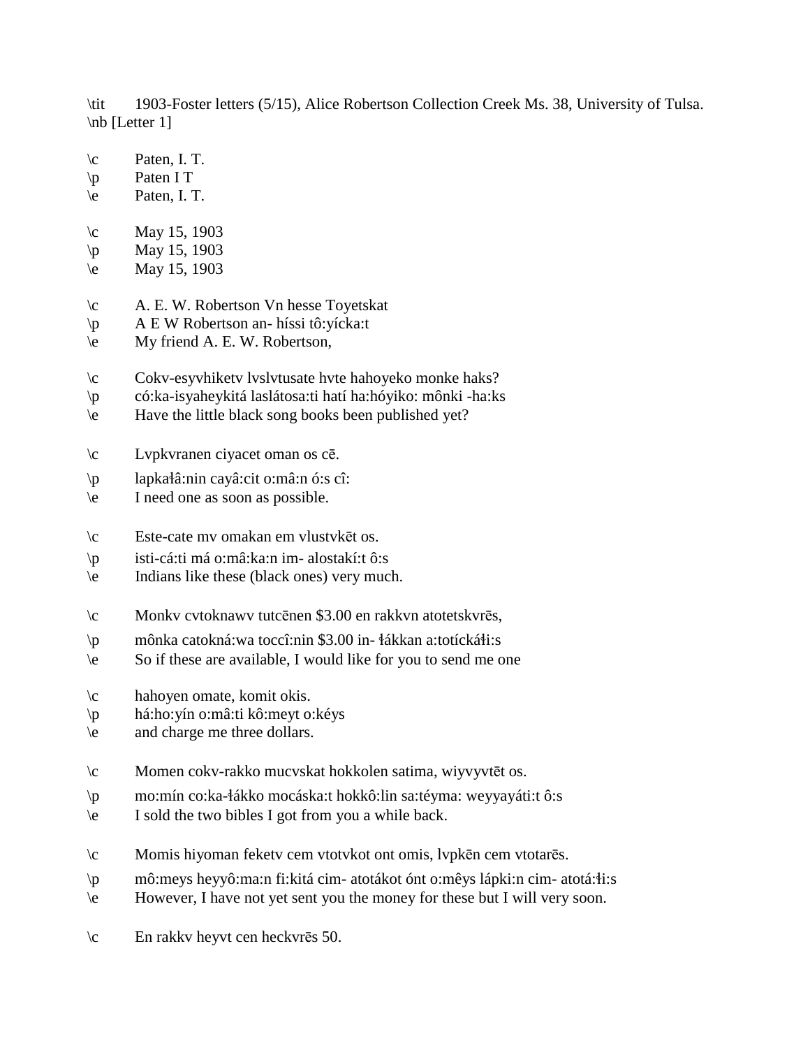\tit 1903-Foster letters (5/15), Alice Robertson Collection Creek Ms. 38, University of Tulsa.
\nb [Letter 1]

\c Paten, I. T.
\p Paten I T
\e Paten, I. T.

\c May 15, 1903
\p May 15, 1903
\e May 15, 1903

\c A. E. W. Robertson Vn hesse Toyetskat
\p A E W Robertson an- híssi tô:yícka:t
\e My friend A. E. W. Robertson,

\c Cokv-esyvhiketv lvslvtusate hvte hahoyeko monke haks?
\p có:ka-isyaheykitá laslátosa:ti hatí ha:hóyiko: mônki -ha:ks
\e Have the little black song books been published yet?

\c Lvpkvranen ciyacet oman os cē.
\p lapkałâ:nin cayâ:cit o:mâ:n ó:s cî:
\e I need one as soon as possible.

\c Este-cate mv omakan em vlustvkēt os.
\p isti-cá:ti má o:mâ:ka:n im- alostakí:t ô:s
\e Indians like these (black ones) very much.

\c Monkv cvtoknawv tutcēnen $3.00 en rakkvn atotetskvrēs,
\p mônka catokná:wa toccî:nin $3.00 in- łákkan a:totícká:łi:s
\e So if these are available, I would like for you to send me one

\c hahoyen omate, komit okis.
\p há:ho:yín o:mâ:ti kô:meyt o:kéys
\e and charge me three dollars.

\c Momen cokv-rakko mucvskat hokkolen satima, wiyvyvtēt os.
\p mo:mín co:ka-łákko mocáska:t hokkô:lin sa:téyma: weyyayáti:t ô:s
\e I sold the two bibles I got from you a while back.

\c Momis hiyoman feketv cem vtotvkot ont omis, lvpkēn cem vtotarēs.
\p mô:meys heyyô:ma:n fi:kitá cim- atotákot ónt o:mêys lápki:n cim- atotá:łi:s
\e However, I have not yet sent you the money for these but I will very soon.

\c En rakkv heyvt cen heckvrēs 50.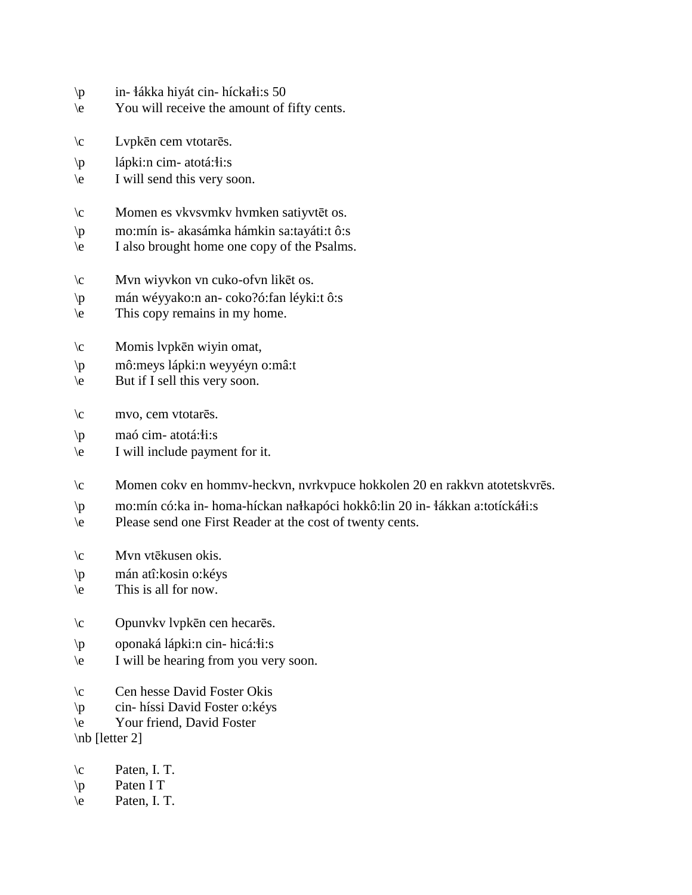\p	in- łákka hiyát cin- híckałi:s 50
\e	You will receive the amount of fifty cents.

\c	Lvpkēn cem vtotarēs.
\p	lápki:n cim- atotá:łi:s
\e	I will send this very soon.

\c	Momen es vkvsvmkv hvmken satiyvtēt os.
\p	mo:mín is- akasámka hámkin sa:tayáti:t ô:s
\e	I also brought home one copy of the Psalms.

\c	Mvn wiyvkon vn cuko-ofvn likēt os.
\p	mán wéyyako:n an- coko?ó:fan léyki:t ô:s
\e	This copy remains in my home.

\c	Momis lvpkēn wiyin omat,
\p	mô:meys lápki:n weyyéyn o:mâ:t
\e	But if I sell this very soon.

\c	mvo, cem vtotarēs.
\p	maó cim- atotá:łi:s
\e	I will include payment for it.

\c	Momen cokv en hommv-heckvn, nvrkvpuce hokkolen 20 en rakkvn atotetskvrēs.
\p	mo:mín có:ka in- homa-híckan nałkapóci hokkô:lin 20 in- łákkan a:totíckáłi:s
\e	Please send one First Reader at the cost of twenty cents.

\c	Mvn vtēkusen okis.
\p	mán atî:kosin o:kéys
\e	This is all for now.

\c	Opunvkv lvpkēn cen hecarēs.
\p	oponaká lápki:n cin- hicá:łi:s
\e	I will be hearing from you very soon.

\c	Cen hesse David Foster Okis
\p	cin- híssi David Foster o:kéys
\e	Your friend, David Foster
\nb [letter 2]

\c	Paten, I. T.
\p	Paten I T
\e	Paten, I. T.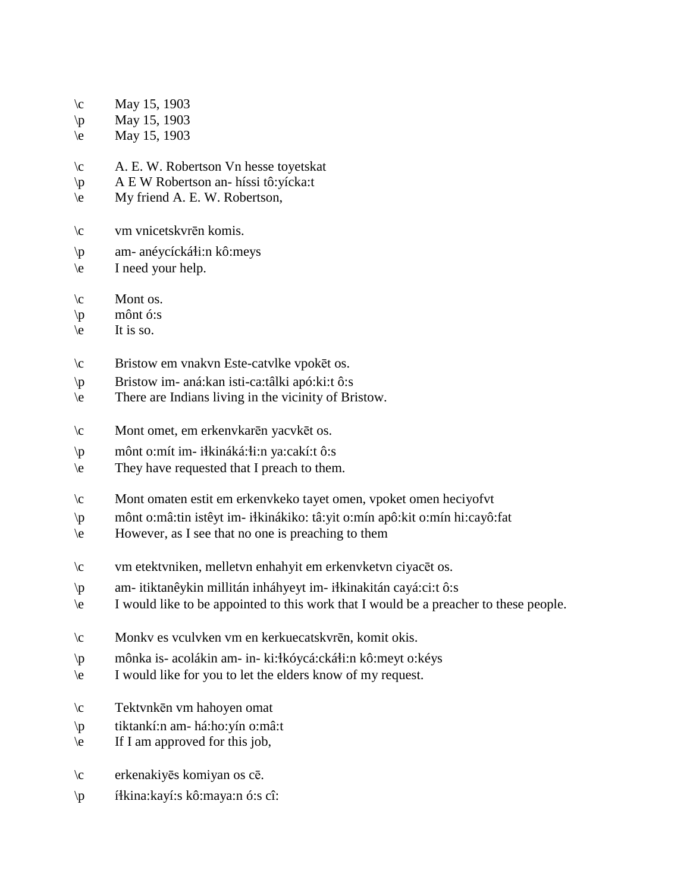\c	May 15, 1903
\p	May 15, 1903
\e	May 15, 1903

\c	A. E. W. Robertson Vn hesse toyetskat
\p	A E W Robertson an- híssi tô:yícka:t
\e	My friend A. E. W. Robertson,

\c	vm vnicetskvrēn komis.
\p	am- anéycícká:ɬi:n kô:meys
\e	I need your help.

\c	Mont os.
\p	mônt ó:s
\e	It is so.

\c	Bristow em vnakvn Este-catvlke vpokēt os.
\p	Bristow im- aná:kan isti-ca:tâlki apó:ki:t ô:s
\e	There are Indians living in the vicinity of Bristow.

\c	Mont omet, em erkenvkarēn yacvkēt os.
\p	mônt o:mít im- iɬkinaká:ɬi:n ya:cakí:t ô:s
\e	They have requested that I preach to them.

\c	Mont omaten estit em erkenvkeko tayet omen, vpoket omen heciyofvt
\p	mônt o:mâ:tin istêyt im- iɬkinákiko: tâ:yit o:mín apô:kit o:mín hi:cayô:fat
\e	However, as I see that no one is preaching to them

\c	vm etektvniken, melletvn enhahyit em erkenvketvn ciyacēt os.
\p	am- itiktanêykin millitán inháhyeyt im- iɬkinakitán cayá:ci:t ô:s
\e	I would like to be appointed to this work that I would be a preacher to these people.

\c	Monkv es vculvken vm en kerkuecatskvrēn, komit okis.
\p	mônka is- acolákin am- in- ki:ɬkóycá:ckáɬi:n kô:meyt o:kéys
\e	I would like for you to let the elders know of my request.

\c	Tektvnkēn vm hahoyen omat
\p	tiktankí:n am- há:ho:yín o:mâ:t
\e	If I am approved for this job,

\c	erkenakiyēs komiyan os cē.
\p	íɬkina:kayí:s kô:maya:n ó:s cî: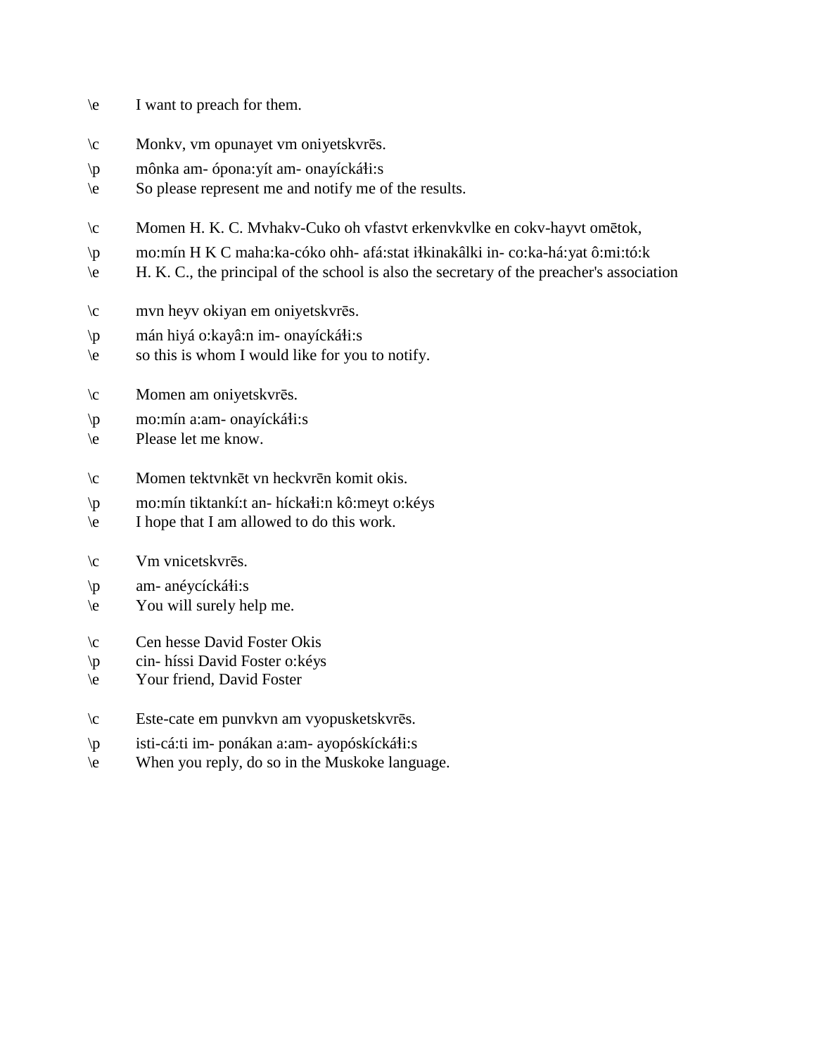\e	I want to preach for them.

\c	Monkv, vm opunayet vm oniyetskvrēs.
\p	mônka am- ópona:yít am- onayíckáłi:s
\e	So please represent me and notify me of the results.

\c	Momen H. K. C. Mvhakv-Cuko oh vfastvt erkenvkvlke en cokv-hayvt omētok,
\p	mo:mín H K C maha:ka-cóko ohh- afá:stat iłkinakâlki in- co:ka-há:yat ô:mi:tó:k
\e	H. K. C., the principal of the school is also the secretary of the preacher's association

\c	mvn heyv okiyan em oniyetskvrēs.
\p	mán hiyá o:kayâ:n im- onayíckáłi:s
\e	so this is whom I would like for you to notify.

\c	Momen am oniyetskvrēs.
\p	mo:mín a:am- onayíckáłi:s
\e	Please let me know.

\c	Momen tektvnkēt vn heckvrēn komit okis.
\p	mo:mín tiktankí:t an- híckałi:n kô:meyt o:kéys
\e	I hope that I am allowed to do this work.

\c	Vm vnicetskvrēs.
\p	am- anéycíckáłi:s
\e	You will surely help me.

\c	Cen hesse David Foster Okis
\p	cin- híssi David Foster o:kéys
\e	Your friend, David Foster

\c	Este-cate em punvkvn am vyopusketskvrēs.
\p	isti-cá:ti im- ponákan a:am- ayopóskíckáłi:s
\e	When you reply, do so in the Muskoke language.